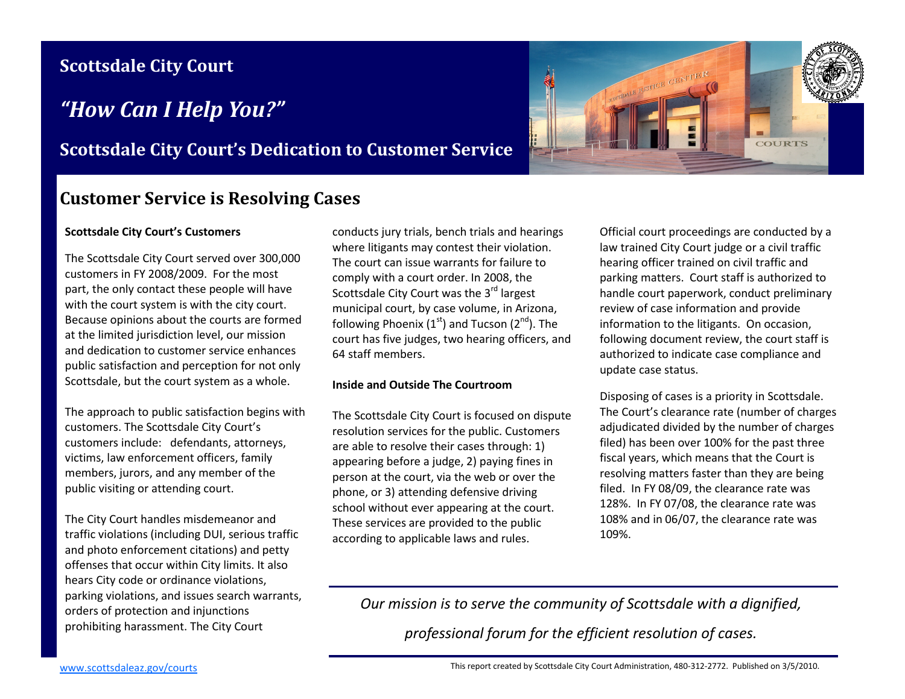# Scottsdale City Court

## *"How Can I Help You?"*

## Scottsdale City Court's Dedication to Customer Service

## Customer Service is Resolving Cases

**Scottsdale City Court's Customers**

The Scottsdale City Court served over 300,000 customers in FY 2008/2009. For the most part, the only contact these people will have with the court system is with the city court. Because opinions about the courts are formed at the limited jurisdiction level, our mission and dedication to customer service enhances public satisfaction and perception for not only Scottsdale, but the court system as a whole.

The approach to public satisfaction begins with customers. The Scottsdale City Court's customers include: defendants, attorneys, victims, law enforcement officers, family members, jurors, and any member of the public visiting or attending court.

The City Court handles misdemeanor and traffic violations (including DUI, serious traffic and photo enforcement citations) and petty offenses that occur within City limits. It also hears City code or ordinance violations, parking violations, and issues search warrants, orders of protection and injunctions prohibiting harassment. The City Court conducts jury trials, bench trials and hearings where litigants may contest their violation. The court can issue warrants for failure to comply with a court order. In 2008, the Scottsdale City Court was the 3rd largest municipal court, by case volume, in Arizona, following Phoenix (1st) and Tucson (2nd). The court has five judges, two hearing officers, and 64 staff members.

**Inside and Outside The Courtroom**

The Scottsdale City Court is focused on dispute resolution services for the public. Customers are able to resolve their cases through: 1) appearing before a judge, 2) paying fines in person at the court, via the web or over the phone, or 3) attending defensive driving school without ever appearing at the court. These services are provided to the public according to applicable laws and rules.

Official court proceedings are conducted by a law trained City Court judge or a civil traffic hearing officer trained on civil traffic and parking matters. Court staff is authorized to handle court paperwork, conduct preliminary review of case information and provide information to the litigants. On occasion, following document review, the court staff is authorized to indicate case compliance and update case status.

Disposing of cases is a priority in Scottsdale. The Court's clearance rate (number of charges adjudicated divided by the number of charges filed) has been over 100% for the past three fiscal years, which means that the Court is resolving matters faster than they are being filed. In FY 08/09, the clearance rate was 128%. In FY 07/08, the clearance rate was 108% and in 06/07, the clearance rate was 109%.

*Our mission is to serve the community of Scottsdale with a dignified, professional forum for the efficient resolution of cases.*

www.scottsdaleaz.gov/courts

This report created by Scottsdale City Court Administration, 480-312-2772. Published on 3/5/2010.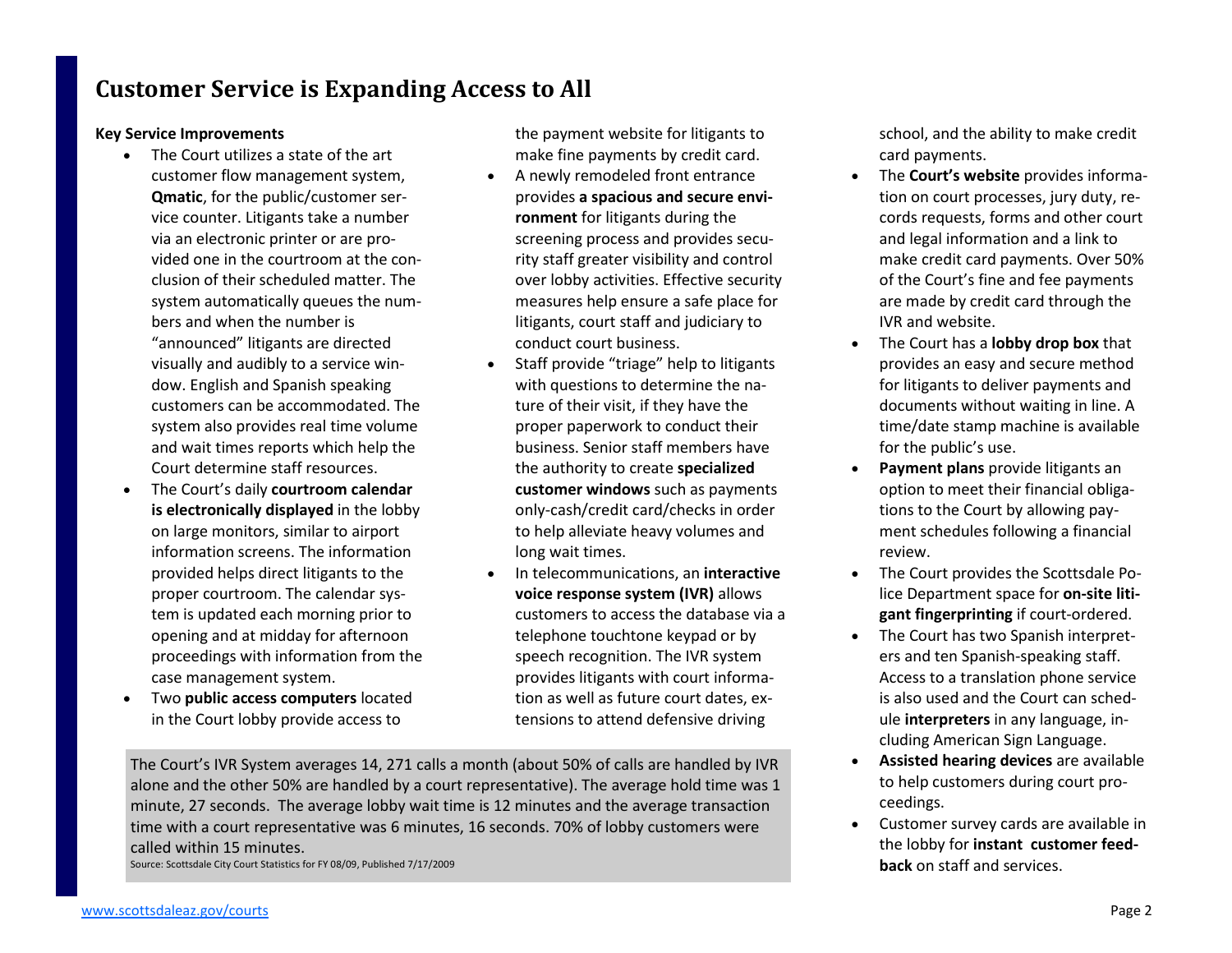# Customer Service is Expanding Access to All

**Key Service Improvements**

- The Court utilizes a state of the art customer flow management system, **Qmatic**, for the public/customer service counter. Litigants take a number via an electronic printer or are provided one in the courtroom at the conclusion of their scheduled matter. The system automatically queues the numbers and when the number is "announced" litigants are directed visually and audibly to a service window. English and Spanish speaking customers can be accommodated. The system also provides real time volume and wait times reports which help the Court determine staff resources.
- The Court's daily **courtroom calendar is electronically displayed** in the lobby on large monitors, similar to airport information screens. The information provided helps direct litigants to the proper courtroom. The calendar system is updated each morning prior to opening and at midday for afternoon proceedings with information from the case management system.
- Two **public access computers** located in the Court lobby provide access to the payment website for litigants to make fine payments by credit card.
- A newly remodeled front entrance provides **a spacious and secure environment** for litigants during the screening process and provides security staff greater visibility and control over lobby activities. Effective security measures help ensure a safe place for litigants, court staff and judiciary to conduct court business.
- Staff provide "triage" help to litigants with questions to determine the nature of their visit, if they have the proper paperwork to conduct their business. Senior staff members have the authority to create **specialized customer windows** such as payments only-cash/credit card/checks in order to help alleviate heavy volumes and long wait times.
- In telecommunications, an **interactive voice response system (IVR)** allows customers to access the database via a telephone touchtone keypad or by speech recognition. The IVR system provides litigants with court information as well as future court dates, extensions to attend defensive driving school, and the ability to make credit card payments.
- The **Court's website** provides information on court processes, jury duty, records requests, forms and other court and legal information and a link to make credit card payments. Over 50% of the Court's fine and fee payments are made by credit card through the IVR and website.
- The Court has a **lobby drop box** that provides an easy and secure method for litigants to deliver payments and documents without waiting in line. A time/date stamp machine is available for the public's use.
- **Payment plans** provide litigants an option to meet their financial obligations to the Court by allowing payment schedules following a financial review.
- The Court provides the Scottsdale Police Department space for **on-site litigant fingerprinting** if court-ordered.
- The Court has two Spanish interpreters and ten Spanish-speaking staff. Access to a translation phone service is also used and the Court can schedule **interpreters** in any language, including American Sign Language.
- **Assisted hearing devices** are available to help customers during court proceedings.
- Customer survey cards are available in the lobby for **instant customer feedback** on staff and services.

The Court's IVR System averages 14, 271 calls a month (about 50% of calls are handled by IVR alone and the other 50% are handled by a court representative). The average hold time was 1 minute, 27 seconds. The average lobby wait time is 12 minutes and the average transaction time with a court representative was 6 minutes, 16 seconds. 70% of lobby customers were called within 15 minutes.

Source: Scottsdale City Court Statistics for FY 08/09, Published 7/17/2009

www.scottsdaleaz.gov/courts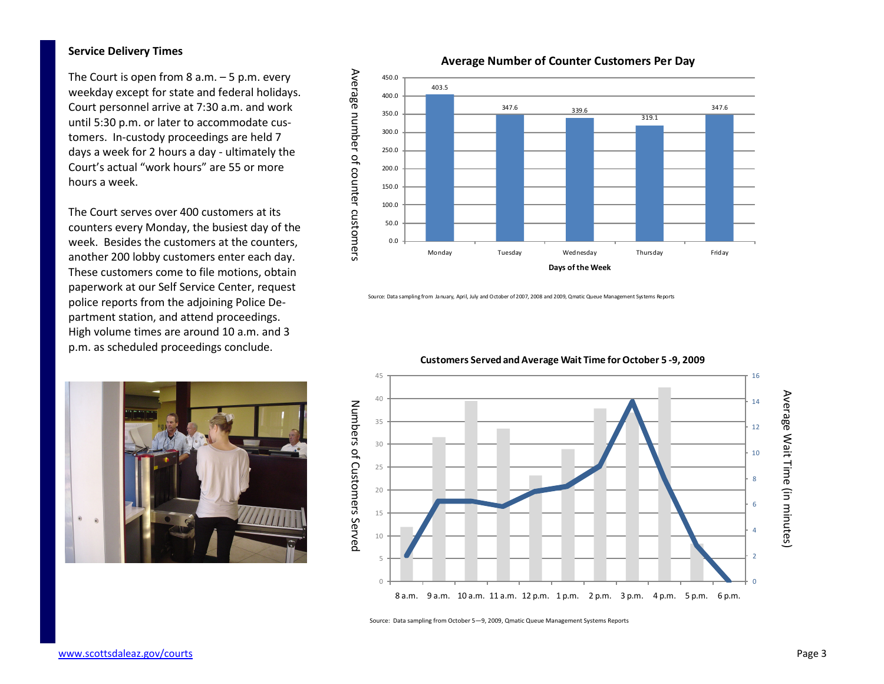**Service Delivery Times**

The Court is open from 8 a.m. – 5 p.m. every weekday except for state and federal holidays. Court personnel arrive at 7:30 a.m. and work until 5:30 p.m. or later to accommodate customers. In-custody proceedings are held 7 days a week for 2 hours a day - ultimately the Court's actual "work hours" are 55 or more hours a week.

The Court serves over 400 customers at its counters every Monday, the busiest day of the week. Besides the customers at the counters, another 200 lobby customers enter each day. These customers come to file motions, obtain paperwork at our Self Service Center, request police reports from the adjoining Police Department station, and attend proceedings. High volume times are around 10 a.m. and 3 p.m. as scheduled proceedings conclude.

**Average Number of Counter Customers Per Day**

| Days of the Week | Average number of counter customers |
|---|---|
| Monday | 403.5 |
| Tuesday | 347.6 |
| Wednesday | 339.6 |
| Thursday | 319.1 |
| Friday | 347.6 |

Source: Data sampling from January, April, July and October of 2007, 2008 and 2009, Qmatic Queue Management Systems Reports

**Customers Served and Average Wait Time for October 5 -9, 2009**

Numbers of Customers Served (bars); Average Wait Time (in minutes) (line); hours 8 a.m. – 6 p.m.

Source: Data sampling from October 5—9, 2009, Qmatic Queue Management Systems Reports

www.scottsdaleaz.gov/courts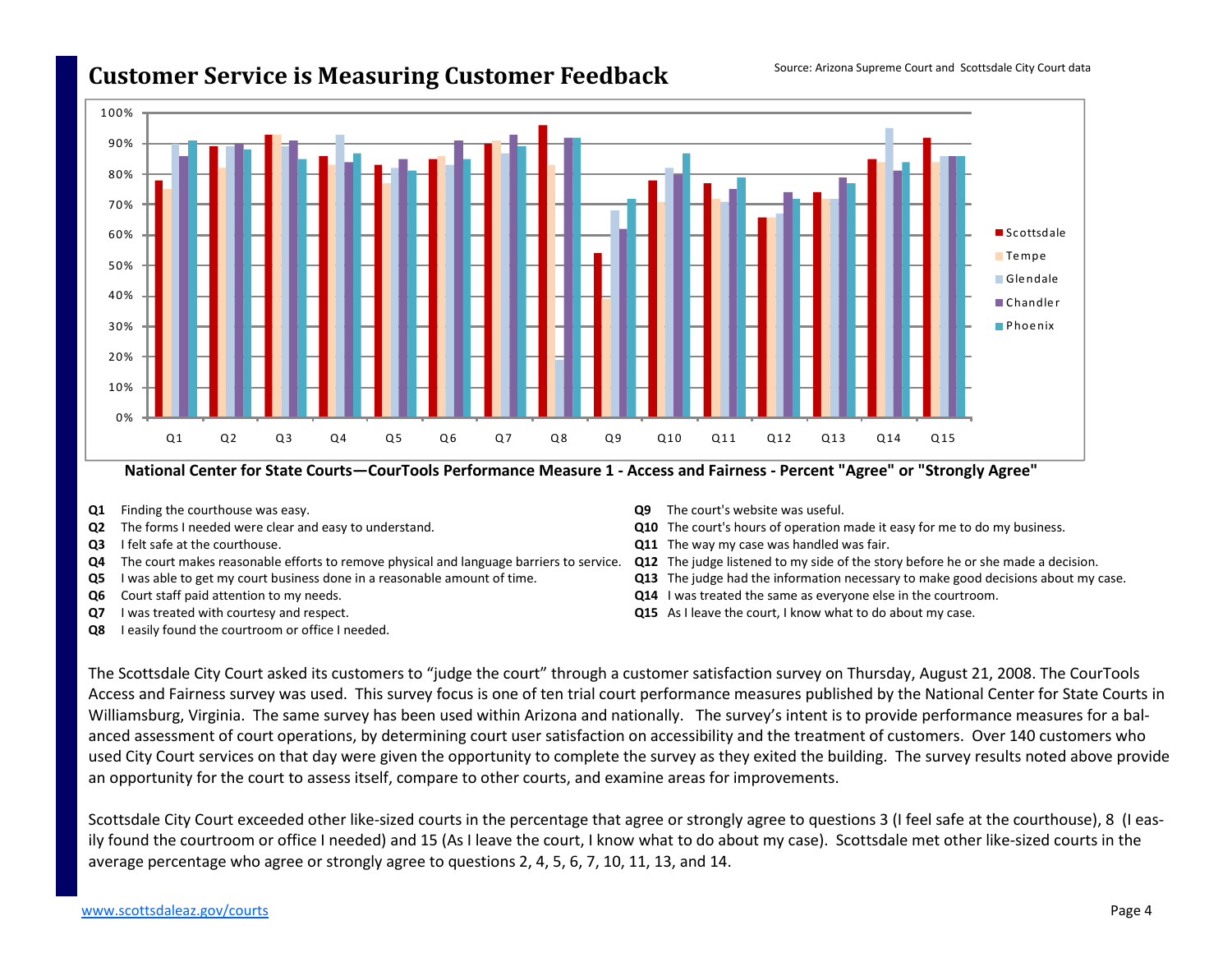# Customer Service is Measuring Customer Feedback

Source: Arizona Supreme Court and Scottsdale City Court data

**National Center for State Courts—CourTools Performance Measure 1 - Access and Fairness - Percent "Agree" or "Strongly Agree"**

**Q1** Finding the courthouse was easy.
**Q2** The forms I needed were clear and easy to understand.
**Q3** I felt safe at the courthouse.
**Q4** The court makes reasonable efforts to remove physical and language barriers to service.
**Q5** I was able to get my court business done in a reasonable amount of time.
**Q6** Court staff paid attention to my needs.
**Q7** I was treated with courtesy and respect.
**Q8** I easily found the courtroom or office I needed.
**Q9** The court's website was useful.
**Q10** The court's hours of operation made it easy for me to do my business.
**Q11** The way my case was handled was fair.
**Q12** The judge listened to my side of the story before he or she made a decision.
**Q13** The judge had the information necessary to make good decisions about my case.
**Q14** I was treated the same as everyone else in the courtroom.
**Q15** As I leave the court, I know what to do about my case.

The Scottsdale City Court asked its customers to "judge the court" through a customer satisfaction survey on Thursday, August 21, 2008. The CourTools Access and Fairness survey was used. This survey focus is one of ten trial court performance measures published by the National Center for State Courts in Williamsburg, Virginia. The same survey has been used within Arizona and nationally. The survey's intent is to provide performance measures for a balanced assessment of court operations, by determining court user satisfaction on accessibility and the treatment of customers. Over 140 customers who used City Court services on that day were given the opportunity to complete the survey as they exited the building. The survey results noted above provide an opportunity for the court to assess itself, compare to other courts, and examine areas for improvements.

Scottsdale City Court exceeded other like-sized courts in the percentage that agree or strongly agree to questions 3 (I feel safe at the courthouse), 8 (I easily found the courtroom or office I needed) and 15 (As I leave the court, I know what to do about my case). Scottsdale met other like-sized courts in the average percentage who agree or strongly agree to questions 2, 4, 5, 6, 7, 10, 11, 13, and 14.

www.scottsdaleaz.gov/courts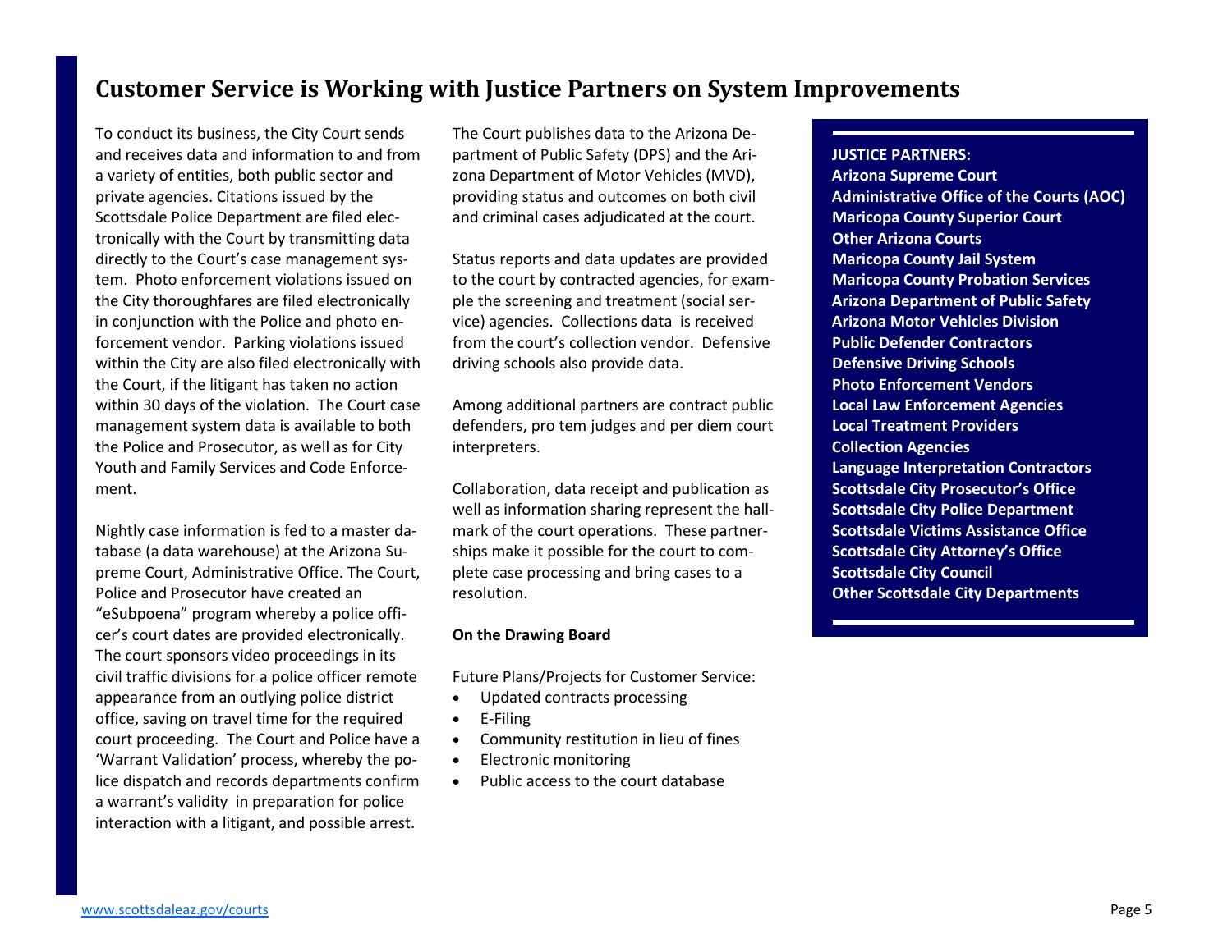# Customer Service is Working with Justice Partners on System Improvements

To conduct its business, the City Court sends and receives data and information to and from a variety of entities, both public sector and private agencies. Citations issued by the Scottsdale Police Department are filed electronically with the Court by transmitting data directly to the Court's case management system. Photo enforcement violations issued on the City thoroughfares are filed electronically in conjunction with the Police and photo enforcement vendor. Parking violations issued within the City are also filed electronically with the Court, if the litigant has taken no action within 30 days of the violation. The Court case management system data is available to both the Police and Prosecutor, as well as for City Youth and Family Services and Code Enforcement.

Nightly case information is fed to a master database (a data warehouse) at the Arizona Supreme Court, Administrative Office. The Court, Police and Prosecutor have created an "eSubpoena" program whereby a police officer's court dates are provided electronically. The court sponsors video proceedings in its civil traffic divisions for a police officer remote appearance from an outlying police district office, saving on travel time for the required court proceeding. The Court and Police have a 'Warrant Validation' process, whereby the police dispatch and records departments confirm a warrant's validity in preparation for police interaction with a litigant, and possible arrest.

The Court publishes data to the Arizona Department of Public Safety (DPS) and the Arizona Department of Motor Vehicles (MVD), providing status and outcomes on both civil and criminal cases adjudicated at the court.

Status reports and data updates are provided to the court by contracted agencies, for example the screening and treatment (social service) agencies. Collections data is received from the court's collection vendor. Defensive driving schools also provide data.

Among additional partners are contract public defenders, pro tem judges and per diem court interpreters.

Collaboration, data receipt and publication as well as information sharing represent the hallmark of the court operations. These partnerships make it possible for the court to complete case processing and bring cases to a resolution.

**On the Drawing Board**

Future Plans/Projects for Customer Service:

- Updated contracts processing
- E-Filing
- Community restitution in lieu of fines
- Electronic monitoring
- Public access to the court database

**JUSTICE PARTNERS:**
**Arizona Supreme Court**
**Administrative Office of the Courts (AOC)**
**Maricopa County Superior Court**
**Other Arizona Courts**
**Maricopa County Jail System**
**Maricopa County Probation Services**
**Arizona Department of Public Safety**
**Arizona Motor Vehicles Division**
**Public Defender Contractors**
**Defensive Driving Schools**
**Photo Enforcement Vendors**
**Local Law Enforcement Agencies**
**Local Treatment Providers**
**Collection Agencies**
**Language Interpretation Contractors**
**Scottsdale City Prosecutor's Office**
**Scottsdale City Police Department**
**Scottsdale Victims Assistance Office**
**Scottsdale City Attorney's Office**
**Scottsdale City Council**
**Other Scottsdale City Departments**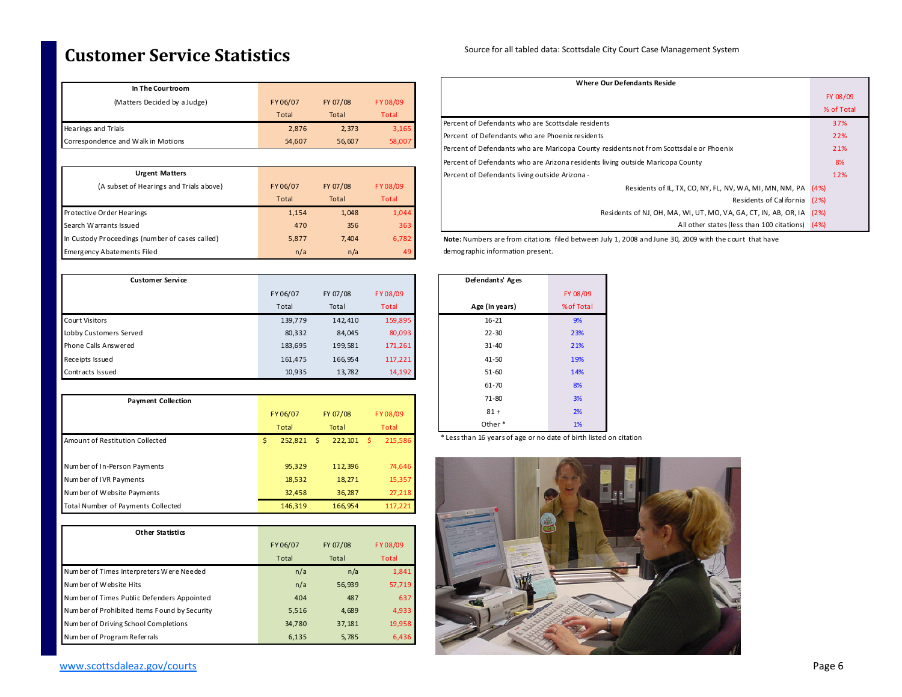# Customer Service Statistics

Source for all tabled data: Scottsdale City Court Case Management System

| In The Courtroom (Matters Decided by a Judge) | FY 06/07 Total | FY 07/08 Total | FY 08/09 Total |
|---|---|---|---|
| Hearings and Trials | 2,876 | 2,373 | 3,165 |
| Correspondence and Walk in Motions | 54,607 | 56,607 | 58,007 |

| Urgent Matters (A subset of Hearings and Trials above) | FY 06/07 Total | FY 07/08 Total | FY 08/09 Total |
|---|---|---|---|
| Protective Order Hearings | 1,154 | 1,048 | 1,044 |
| Search Warrants Issued | 470 | 356 | 363 |
| In Custody Proceedings (number of cases called) | 5,877 | 7,404 | 6,782 |
| Emergency Abatements Filed | n/a | n/a | 49 |

| Customer Service | FY 06/07 Total | FY 07/08 Total | FY 08/09 Total |
|---|---|---|---|
| Court Visitors | 139,779 | 142,410 | 159,895 |
| Lobby Customers Served | 80,332 | 84,045 | 80,093 |
| Phone Calls Answered | 183,695 | 199,581 | 171,261 |
| Receipts Issued | 161,475 | 166,954 | 117,221 |
| Contracts Issued | 10,935 | 13,782 | 14,192 |

| Payment Collection | FY 06/07 Total | FY 07/08 Total | FY 08/09 Total |
|---|---|---|---|
| Amount of Restitution Collected | $ 252,821 | $ 222,101 | $ 215,586 |
| Number of In-Person Payments | 95,329 | 112,396 | 74,646 |
| Number of IVR Payments | 18,532 | 18,271 | 15,357 |
| Number of Website Payments | 32,458 | 36,287 | 27,218 |
| Total Number of Payments Collected | 146,319 | 166,954 | 117,221 |

| Other Statistics | FY 06/07 Total | FY 07/08 Total | FY 08/09 Total |
|---|---|---|---|
| Number of Times Interpreters Were Needed | n/a | n/a | 1,841 |
| Number of Website Hits | n/a | 56,939 | 57,719 |
| Number of Times Public Defenders Appointed | 404 | 487 | 637 |
| Number of Prohibited Items Found by Security | 5,516 | 4,689 | 4,933 |
| Number of Driving School Completions | 34,780 | 37,181 | 19,958 |
| Number of Program Referrals | 6,135 | 5,785 | 6,436 |

| Where Our Defendants Reside | FY 08/09 % of Total |
|---|---|
| Percent of Defendants who are Scottsdale residents | 37% |
| Percent of Defendants who are Phoenix residents | 22% |
| Percent of Defendants who are Maricopa County residents not from Scottsdale or Phoenix | 21% |
| Percent of Defendants who are Arizona residents living outside Maricopa County | 8% |
| Percent of Defendants living outside Arizona - | 12% |
| Residents of IL, TX, CO, NY, FL, NV, WA, MI, MN, NM, PA | (4%) |
| Residents of California | (2%) |
| Residents of NJ, OH, MA, WI, UT, MO, VA, GA, CT, IN, AB, OR, IA | (2%) |
| All other states (less than 100 citations) | (4%) |

**Note:** Numbers are from citations filed between July 1, 2008 and June 30, 2009 with the court that have demographic information present.

| Defendants' Ages — Age (in years) | FY 08/09 % of Total |
|---|---|
| 16-21 | 9% |
| 22-30 | 23% |
| 31-40 | 21% |
| 41-50 | 19% |
| 51-60 | 14% |
| 61-70 | 8% |
| 71-80 | 3% |
| 81 + | 2% |
| Other * | 1% |

* Less than 16 years of age or no date of birth listed on citation

www.scottsdaleaz.gov/courts